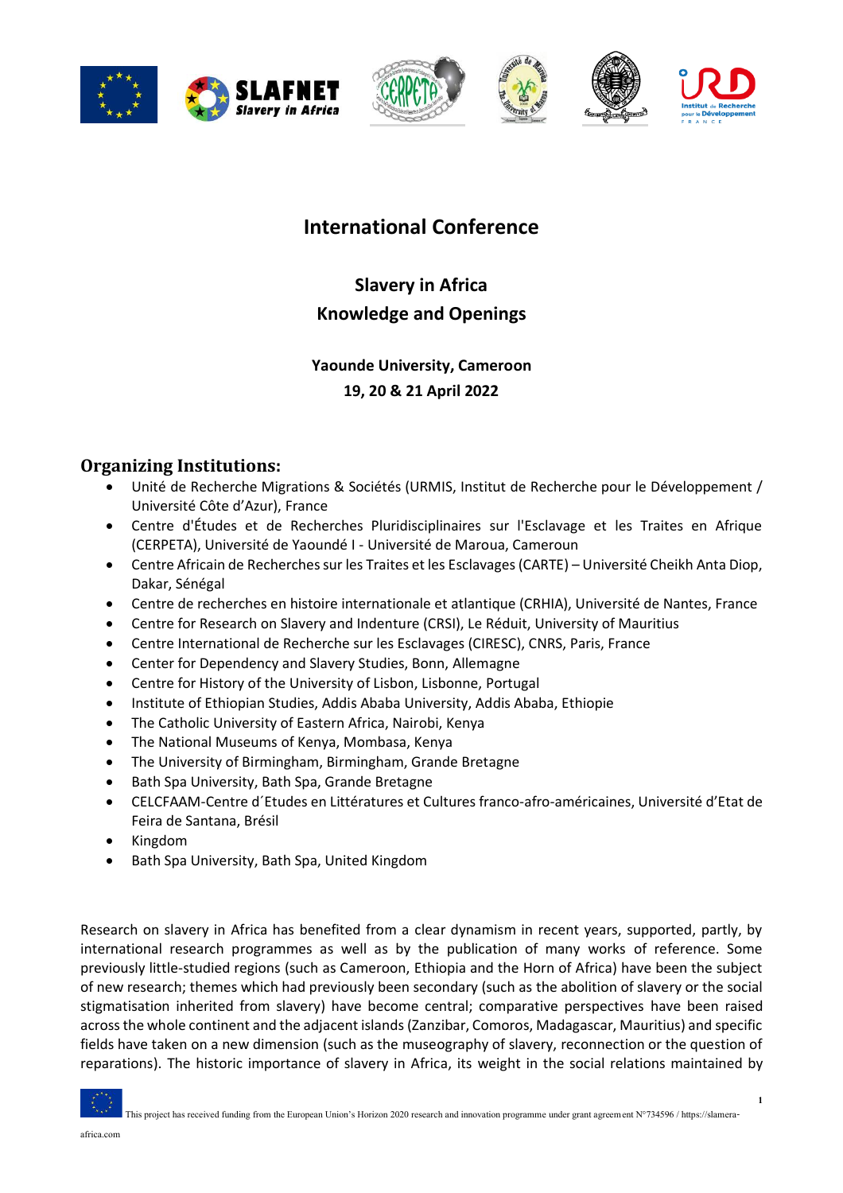# International Conference

## Slavery in Africa
## Knowledge and Openings

**Yaounde University, Cameroon**
**19, 20 & 21 April 2022**

## Organizing Institutions:

- Unité de Recherche Migrations & Sociétés (URMIS, Institut de Recherche pour le Développement / Université Côte d'Azur), France
- Centre d'Études et de Recherches Pluridisciplinaires sur l'Esclavage et les Traites en Afrique (CERPETA), Université de Yaoundé I - Université de Maroua, Cameroun
- Centre Africain de Recherches sur les Traites et les Esclavages (CARTE) – Université Cheikh Anta Diop, Dakar, Sénégal
- Centre de recherches en histoire internationale et atlantique (CRHIA), Université de Nantes, France
- Centre for Research on Slavery and Indenture (CRSI), Le Réduit, University of Mauritius
- Centre International de Recherche sur les Esclavages (CIRESC), CNRS, Paris, France
- Center for Dependency and Slavery Studies, Bonn, Allemagne
- Centre for History of the University of Lisbon, Lisbonne, Portugal
- Institute of Ethiopian Studies, Addis Ababa University, Addis Ababa, Ethiopie
- The Catholic University of Eastern Africa, Nairobi, Kenya
- The National Museums of Kenya, Mombasa, Kenya
- The University of Birmingham, Birmingham, Grande Bretagne
- Bath Spa University, Bath Spa, Grande Bretagne
- CELCFAAM-Centre d´Etudes en Littératures et Cultures franco-afro-américaines, Université d'Etat de Feira de Santana, Brésil
- Kingdom
- Bath Spa University, Bath Spa, United Kingdom

Research on slavery in Africa has benefited from a clear dynamism in recent years, supported, partly, by international research programmes as well as by the publication of many works of reference. Some previously little-studied regions (such as Cameroon, Ethiopia and the Horn of Africa) have been the subject of new research; themes which had previously been secondary (such as the abolition of slavery or the social stigmatisation inherited from slavery) have become central; comparative perspectives have been raised across the whole continent and the adjacent islands (Zanzibar, Comoros, Madagascar, Mauritius) and specific fields have taken on a new dimension (such as the museography of slavery, reconnection or the question of reparations). The historic importance of slavery in Africa, its weight in the social relations maintained by

This project has received funding from the European Union's Horizon 2020 research and innovation programme under grant agreement N°734596 / https://slamera-africa.com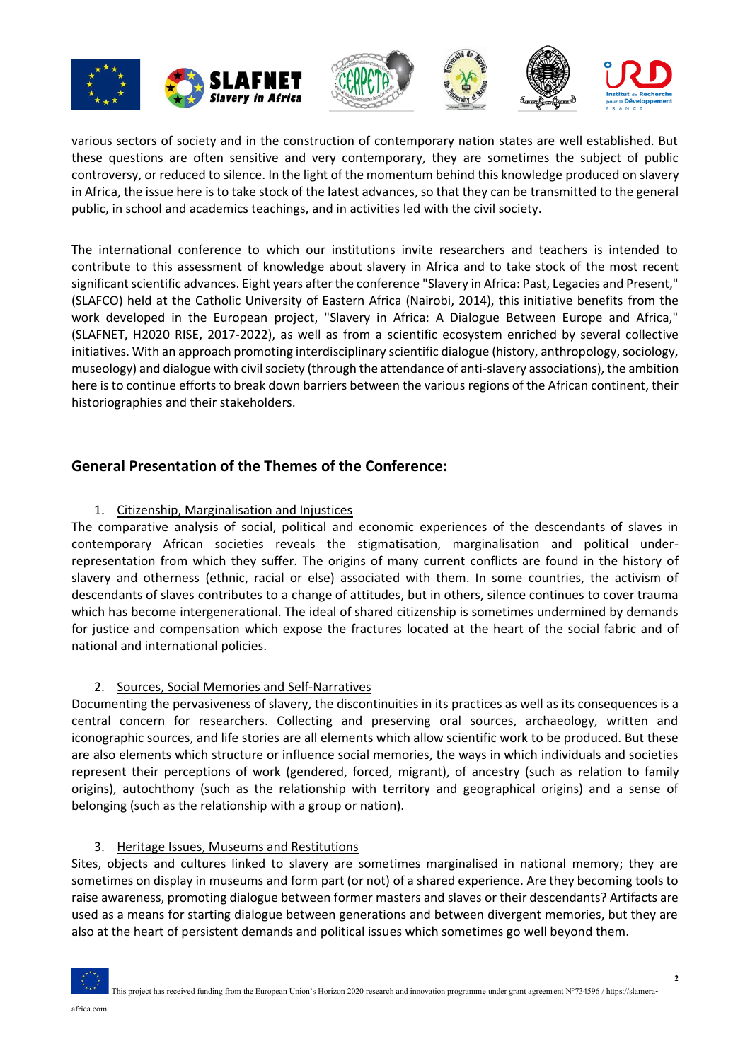various sectors of society and in the construction of contemporary nation states are well established. But these questions are often sensitive and very contemporary, they are sometimes the subject of public controversy, or reduced to silence. In the light of the momentum behind this knowledge produced on slavery in Africa, the issue here is to take stock of the latest advances, so that they can be transmitted to the general public, in school and academics teachings, and in activities led with the civil society.

The international conference to which our institutions invite researchers and teachers is intended to contribute to this assessment of knowledge about slavery in Africa and to take stock of the most recent significant scientific advances. Eight years after the conference "Slavery in Africa: Past, Legacies and Present," (SLAFCO) held at the Catholic University of Eastern Africa (Nairobi, 2014), this initiative benefits from the work developed in the European project, "Slavery in Africa: A Dialogue Between Europe and Africa," (SLAFNET, H2020 RISE, 2017-2022), as well as from a scientific ecosystem enriched by several collective initiatives. With an approach promoting interdisciplinary scientific dialogue (history, anthropology, sociology, museology) and dialogue with civil society (through the attendance of anti-slavery associations), the ambition here is to continue efforts to break down barriers between the various regions of the African continent, their historiographies and their stakeholders.

## General Presentation of the Themes of the Conference:

1. Citizenship, Marginalisation and Injustices

The comparative analysis of social, political and economic experiences of the descendants of slaves in contemporary African societies reveals the stigmatisation, marginalisation and political under-representation from which they suffer. The origins of many current conflicts are found in the history of slavery and otherness (ethnic, racial or else) associated with them. In some countries, the activism of descendants of slaves contributes to a change of attitudes, but in others, silence continues to cover trauma which has become intergenerational. The ideal of shared citizenship is sometimes undermined by demands for justice and compensation which expose the fractures located at the heart of the social fabric and of national and international policies.

2. Sources, Social Memories and Self-Narratives

Documenting the pervasiveness of slavery, the discontinuities in its practices as well as its consequences is a central concern for researchers. Collecting and preserving oral sources, archaeology, written and iconographic sources, and life stories are all elements which allow scientific work to be produced. But these are also elements which structure or influence social memories, the ways in which individuals and societies represent their perceptions of work (gendered, forced, migrant), of ancestry (such as relation to family origins), autochthony (such as the relationship with territory and geographical origins) and a sense of belonging (such as the relationship with a group or nation).

3. Heritage Issues, Museums and Restitutions

Sites, objects and cultures linked to slavery are sometimes marginalised in national memory; they are sometimes on display in museums and form part (or not) of a shared experience. Are they becoming tools to raise awareness, promoting dialogue between former masters and slaves or their descendants? Artifacts are used as a means for starting dialogue between generations and between divergent memories, but they are also at the heart of persistent demands and political issues which sometimes go well beyond them.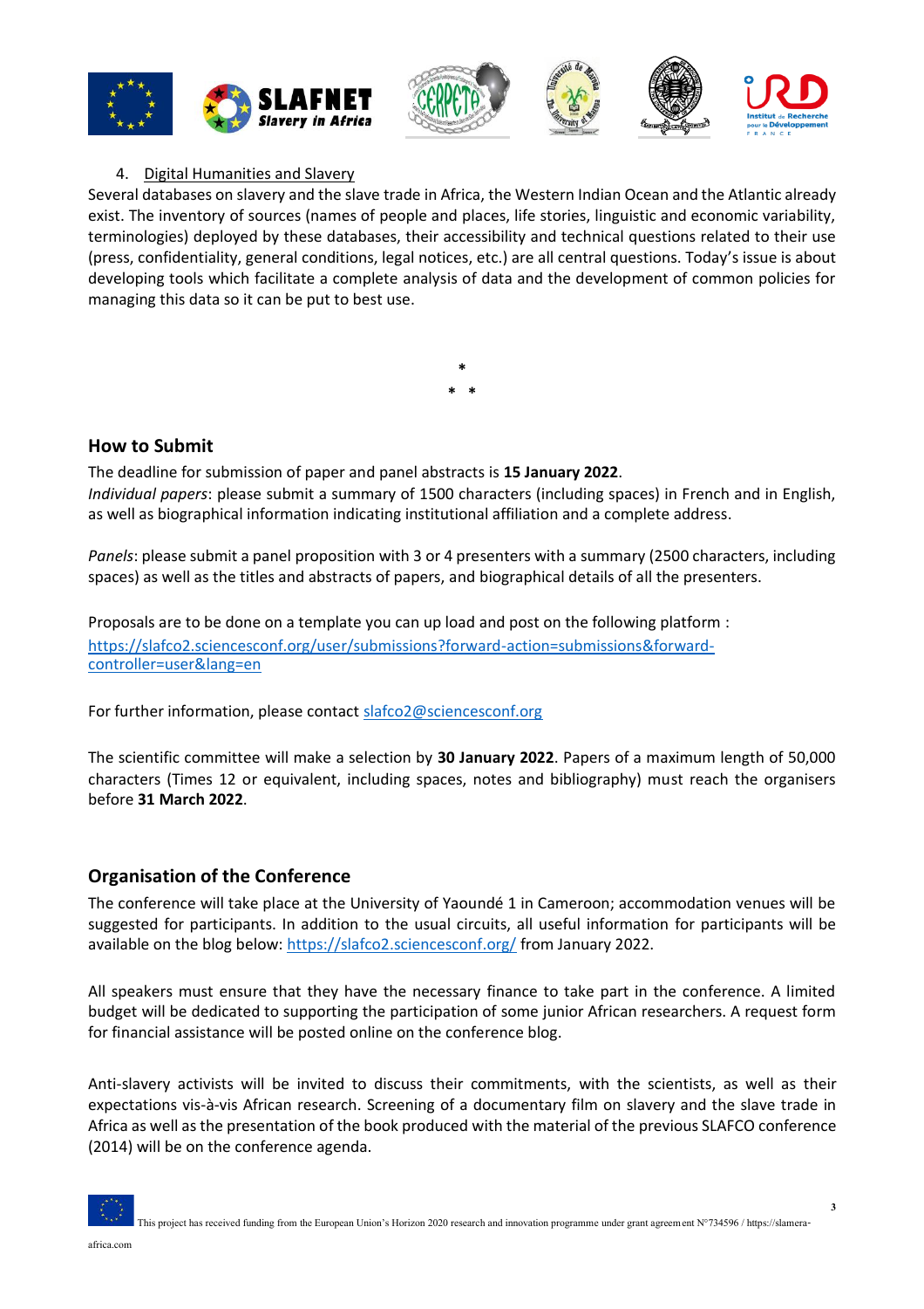4. Digital Humanities and Slavery

Several databases on slavery and the slave trade in Africa, the Western Indian Ocean and the Atlantic already exist. The inventory of sources (names of people and places, life stories, linguistic and economic variability, terminologies) deployed by these databases, their accessibility and technical questions related to their use (press, confidentiality, general conditions, legal notices, etc.) are all central questions. Today's issue is about developing tools which facilitate a complete analysis of data and the development of common policies for managing this data so it can be put to best use.

*

\* *

## How to Submit

The deadline for submission of paper and panel abstracts is **15 January 2022**.
*Individual papers*: please submit a summary of 1500 characters (including spaces) in French and in English, as well as biographical information indicating institutional affiliation and a complete address.

*Panels*: please submit a panel proposition with 3 or 4 presenters with a summary (2500 characters, including spaces) as well as the titles and abstracts of papers, and biographical details of all the presenters.

Proposals are to be done on a template you can up load and post on the following platform :
https://slafco2.sciencesconf.org/user/submissions?forward-action=submissions&forward-controller=user&lang=en

For further information, please contact slafco2@sciencesconf.org

The scientific committee will make a selection by **30 January 2022**. Papers of a maximum length of 50,000 characters (Times 12 or equivalent, including spaces, notes and bibliography) must reach the organisers before **31 March 2022**.

## Organisation of the Conference

The conference will take place at the University of Yaoundé 1 in Cameroon; accommodation venues will be suggested for participants. In addition to the usual circuits, all useful information for participants will be available on the blog below: https://slafco2.sciencesconf.org/ from January 2022.

All speakers must ensure that they have the necessary finance to take part in the conference. A limited budget will be dedicated to supporting the participation of some junior African researchers. A request form for financial assistance will be posted online on the conference blog.

Anti-slavery activists will be invited to discuss their commitments, with the scientists, as well as their expectations vis-à-vis African research. Screening of a documentary film on slavery and the slave trade in Africa as well as the presentation of the book produced with the material of the previous SLAFCO conference (2014) will be on the conference agenda.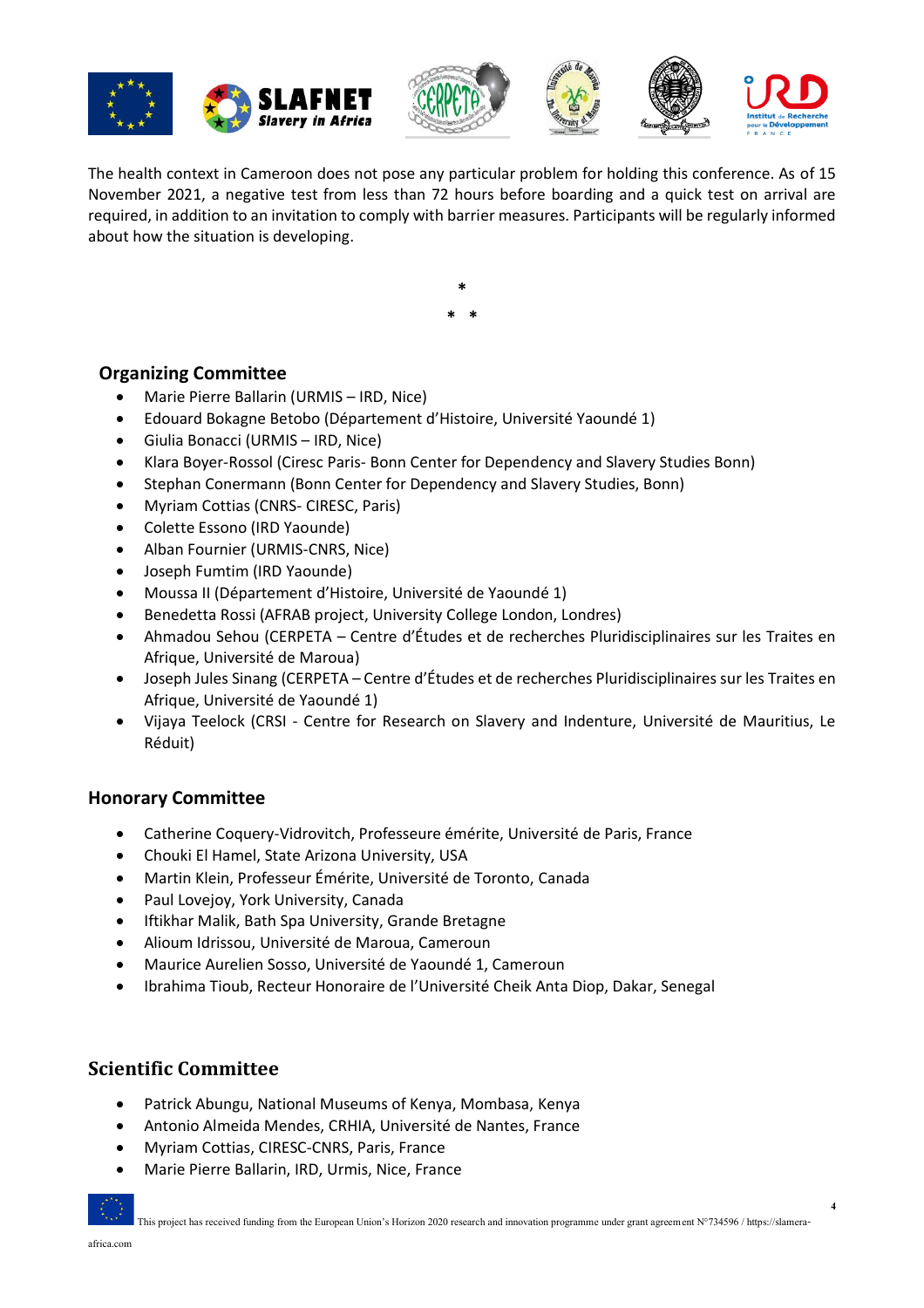The health context in Cameroon does not pose any particular problem for holding this conference. As of 15 November 2021, a negative test from less than 72 hours before boarding and a quick test on arrival are required, in addition to an invitation to comply with barrier measures. Participants will be regularly informed about how the situation is developing.

\*

\* \*

## Organizing Committee

- Marie Pierre Ballarin (URMIS – IRD, Nice)
- Edouard Bokagne Betobo (Département d'Histoire, Université Yaoundé 1)
- Giulia Bonacci (URMIS – IRD, Nice)
- Klara Boyer-Rossol (Ciresc Paris- Bonn Center for Dependency and Slavery Studies Bonn)
- Stephan Conermann (Bonn Center for Dependency and Slavery Studies, Bonn)
- Myriam Cottias (CNRS- CIRESC, Paris)
- Colette Essono (IRD Yaounde)
- Alban Fournier (URMIS-CNRS, Nice)
- Joseph Fumtim (IRD Yaounde)
- Moussa II (Département d'Histoire, Université de Yaoundé 1)
- Benedetta Rossi (AFRAB project, University College London, Londres)
- Ahmadou Sehou (CERPETA – Centre d'Études et de recherches Pluridisciplinaires sur les Traites en Afrique, Université de Maroua)
- Joseph Jules Sinang (CERPETA – Centre d'Études et de recherches Pluridisciplinaires sur les Traites en Afrique, Université de Yaoundé 1)
- Vijaya Teelock (CRSI - Centre for Research on Slavery and Indenture, Université de Mauritius, Le Réduit)

## Honorary Committee

- Catherine Coquery-Vidrovitch, Professeure émérite, Université de Paris, France
- Chouki El Hamel, State Arizona University, USA
- Martin Klein, Professeur Émérite, Université de Toronto, Canada
- Paul Lovejoy, York University, Canada
- Iftikhar Malik, Bath Spa University, Grande Bretagne
- Alioum Idrissou, Université de Maroua, Cameroun
- Maurice Aurelien Sosso, Université de Yaoundé 1, Cameroun
- Ibrahima Thioub, Recteur Honoraire de l'Université Cheik Anta Diop, Dakar, Senegal

## Scientific Committee

- Patrick Abungu, National Museums of Kenya, Mombasa, Kenya
- Antonio Almeida Mendes, CRHIA, Université de Nantes, France
- Myriam Cottias, CIRESC-CNRS, Paris, France
- Marie Pierre Ballarin, IRD, Urmis, Nice, France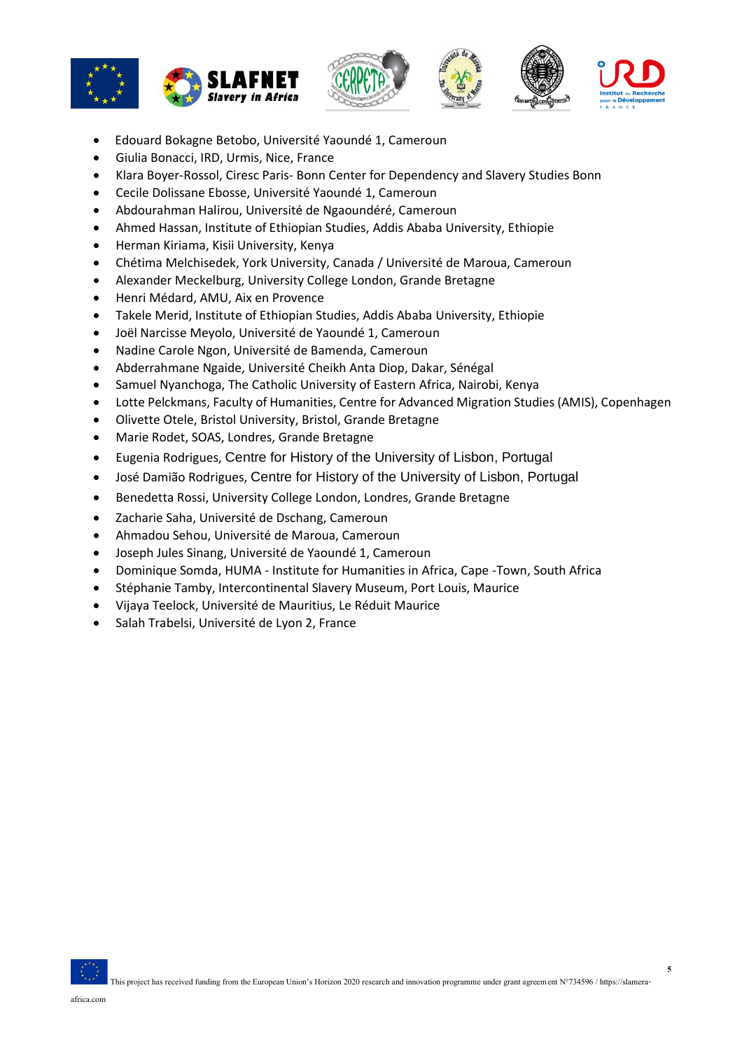- Edouard Bokagne Betobo, Université Yaoundé 1, Cameroun
- Giulia Bonacci, IRD, Urmis, Nice, France
- Klara Boyer-Rossol, Ciresc Paris- Bonn Center for Dependency and Slavery Studies Bonn
- Cecile Dolissane Ebosse, Université Yaoundé 1, Cameroun
- Abdourahman Halirou, Université de Ngaoundéré, Cameroun
- Ahmed Hassan, Institute of Ethiopian Studies, Addis Ababa University, Ethiopie
- Herman Kiriama, Kisii University, Kenya
- Chétima Melchisedek, York University, Canada / Université de Maroua, Cameroun
- Alexander Meckelburg, University College London, Grande Bretagne
- Henri Médard, AMU, Aix en Provence
- Takele Merid, Institute of Ethiopian Studies, Addis Ababa University, Ethiopie
- Joël Narcisse Meyolo, Université de Yaoundé 1, Cameroun
- Nadine Carole Ngon, Université de Bamenda, Cameroun
- Abderrahmane Ngaide, Université Cheikh Anta Diop, Dakar, Sénégal
- Samuel Nyanchoga, The Catholic University of Eastern Africa, Nairobi, Kenya
- Lotte Pelckmans, Faculty of Humanities, Centre for Advanced Migration Studies (AMIS), Copenhagen
- Olivette Otele, Bristol University, Bristol, Grande Bretagne
- Marie Rodet, SOAS, Londres, Grande Bretagne
- Eugenia Rodrigues, Centre for History of the University of Lisbon, Portugal
- José Damião Rodrigues, Centre for History of the University of Lisbon, Portugal
- Benedetta Rossi, University College London, Londres, Grande Bretagne
- Zacharie Saha, Université de Dschang, Cameroun
- Ahmadou Sehou, Université de Maroua, Cameroun
- Joseph Jules Sinang, Université de Yaoundé 1, Cameroun
- Dominique Somda, HUMA - Institute for Humanities in Africa, Cape -Town, South Africa
- Stéphanie Tamby, Intercontinental Slavery Museum, Port Louis, Maurice
- Vijaya Teelock, Université de Mauritius, Le Réduit Maurice
- Salah Trabelsi, Université de Lyon 2, France

This project has received funding from the European Union's Horizon 2020 research and innovation programme under grant agreement N°734596 / https://slamera-africa.com